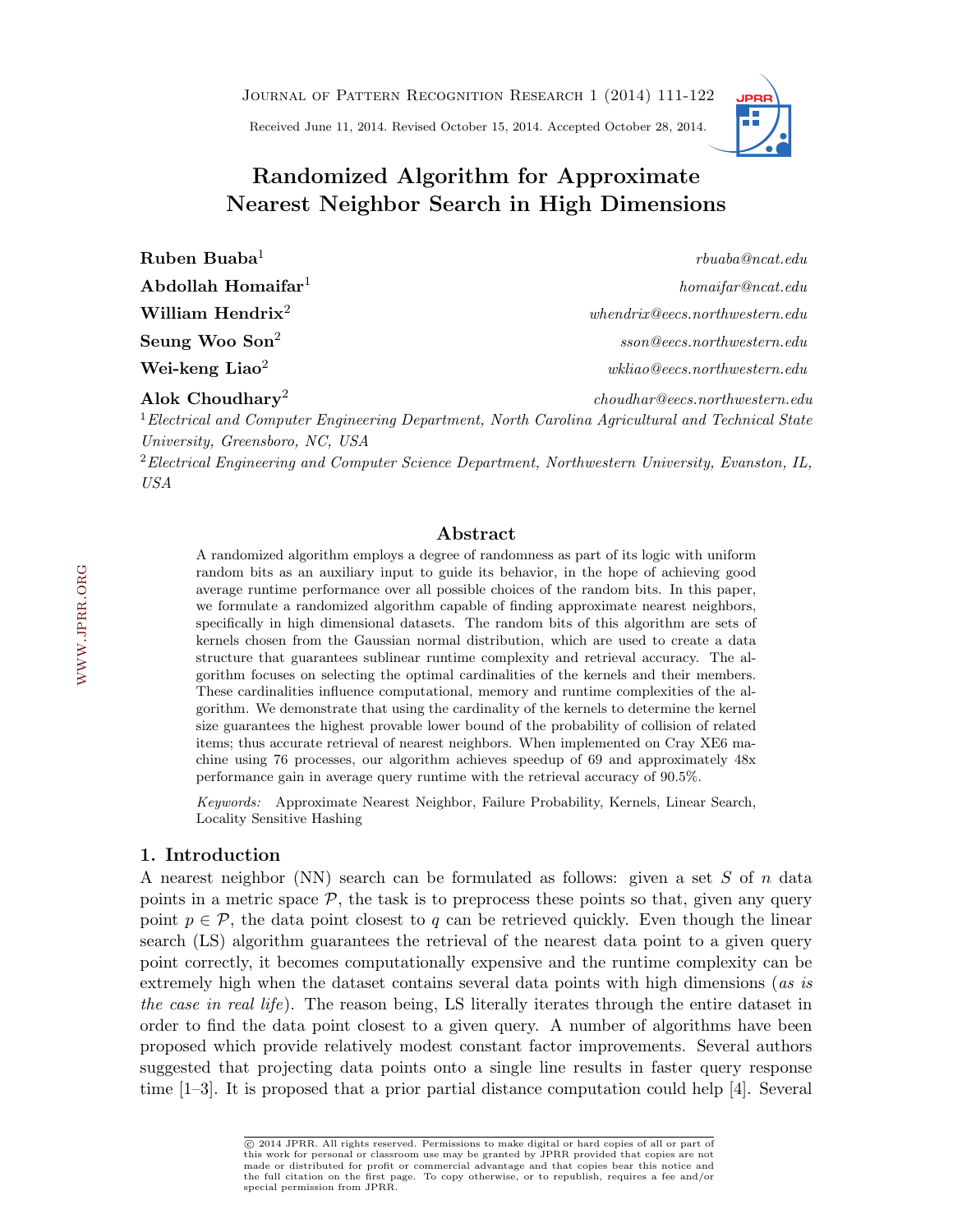# Randomized Algorithm for Approximate Nearest Neighbor Search in High Dimensions

**Ruben Buaba**[1] rbuaba@ncat.edu

**Abdollah Homaifar**[1] homaifar@ncat.edu

**William Hendrix**[2] whendrix@eecs.northwestern.edu

**Seung Woo Son**[2] sson@eecs.northwestern.edu

**Wei-keng Liao**[2] wkliao@eecs.northwestern.edu

**Alok Choudhary**[2] choudhar@eecs.northwestern.edu

[1] *Electrical and Computer Engineering Department, North Carolina Agricultural and Technical State University, Greensboro, NC, USA*

[2] *Electrical Engineering and Computer Science Department, Northwestern University, Evanston, IL, USA*

## Abstract

A randomized algorithm employs a degree of randomness as part of its logic with uniform random bits as an auxiliary input to guide its behavior, in the hope of achieving good average runtime performance over all possible choices of the random bits. In this paper, we formulate a randomized algorithm capable of finding approximate nearest neighbors, specifically in high dimensional datasets. The random bits of this algorithm are sets of kernels chosen from the Gaussian normal distribution, which are used to create a data structure that guarantees sublinear runtime complexity and retrieval accuracy. The algorithm focuses on selecting the optimal cardinalities of the kernels and their members. These cardinalities influence computational, memory and runtime complexities of the algorithm. We demonstrate that using the cardinality of the kernels to determine the kernel size guarantees the highest provable lower bound of the probability of collision of related items; thus accurate retrieval of nearest neighbors. When implemented on Cray XE6 machine using 76 processes, our algorithm achieves speedup of 69 and approximately 48x performance gain in average query runtime with the retrieval accuracy of 90.5%.

*Keywords:* Approximate Nearest Neighbor, Failure Probability, Kernels, Linear Search, Locality Sensitive Hashing

## 1. Introduction

A nearest neighbor (NN) search can be formulated as follows: given a set $S$ of $n$ data points in a metric space $\mathcal{P}$, the task is to preprocess these points so that, given any query point $p \in \mathcal{P}$, the data point closest to $q$ can be retrieved quickly. Even though the linear search (LS) algorithm guarantees the retrieval of the nearest data point to a given query point correctly, it becomes computationally expensive and the runtime complexity can be extremely high when the dataset contains several data points with high dimensions (*as is the case in real life*). The reason being, LS literally iterates through the entire dataset in order to find the data point closest to a given query. A number of algorithms have been proposed which provide relatively modest constant factor improvements. Several authors suggested that projecting data points onto a single line results in faster query response time [1–3]. It is proposed that a prior partial distance computation could help [4]. Several

© 2014 JPRR. All rights reserved. Permissions to make digital or hard copies of all or part of this work for personal or classroom use may be granted by JPRR provided that copies are not made or distributed for profit or commercial advantage and that copies bear this notice and the full citation on the first page. To copy otherwise, or to republish, requires a fee and/or special permission from JPRR.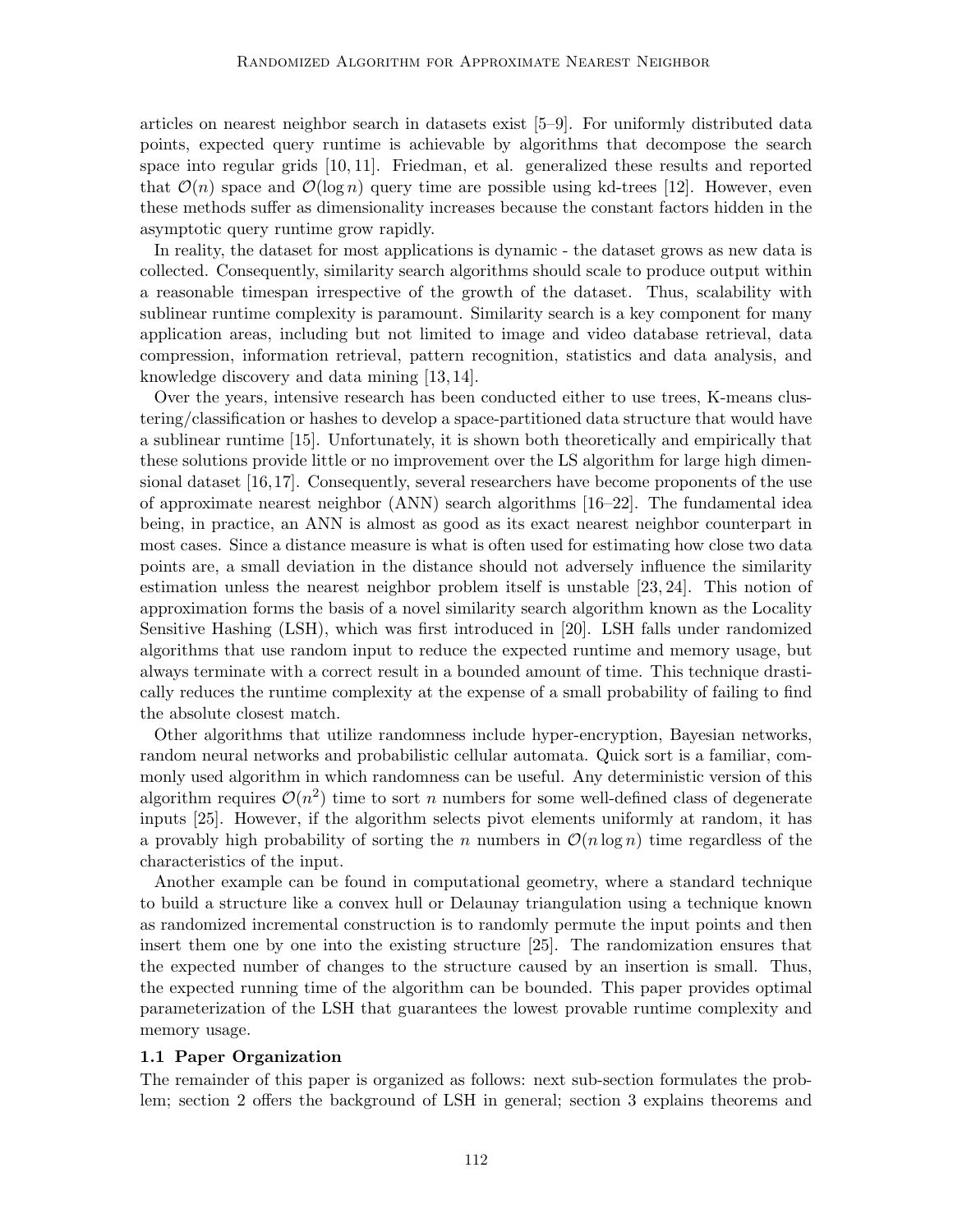articles on nearest neighbor search in datasets exist [5–9]. For uniformly distributed data points, expected query runtime is achievable by algorithms that decompose the search space into regular grids [10, 11]. Friedman, et al. generalized these results and reported that $\mathcal{O}(n)$ space and $\mathcal{O}(\log n)$ query time are possible using kd-trees [12]. However, even these methods suffer as dimensionality increases because the constant factors hidden in the asymptotic query runtime grow rapidly.

In reality, the dataset for most applications is dynamic - the dataset grows as new data is collected. Consequently, similarity search algorithms should scale to produce output within a reasonable timespan irrespective of the growth of the dataset. Thus, scalability with sublinear runtime complexity is paramount. Similarity search is a key component for many application areas, including but not limited to image and video database retrieval, data compression, information retrieval, pattern recognition, statistics and data analysis, and knowledge discovery and data mining [13, 14].

Over the years, intensive research has been conducted either to use trees, K-means clustering/classification or hashes to develop a space-partitioned data structure that would have a sublinear runtime [15]. Unfortunately, it is shown both theoretically and empirically that these solutions provide little or no improvement over the LS algorithm for large high dimensional dataset [16, 17]. Consequently, several researchers have become proponents of the use of approximate nearest neighbor (ANN) search algorithms [16–22]. The fundamental idea being, in practice, an ANN is almost as good as its exact nearest neighbor counterpart in most cases. Since a distance measure is what is often used for estimating how close two data points are, a small deviation in the distance should not adversely influence the similarity estimation unless the nearest neighbor problem itself is unstable [23, 24]. This notion of approximation forms the basis of a novel similarity search algorithm known as the Locality Sensitive Hashing (LSH), which was first introduced in [20]. LSH falls under randomized algorithms that use random input to reduce the expected runtime and memory usage, but always terminate with a correct result in a bounded amount of time. This technique drastically reduces the runtime complexity at the expense of a small probability of failing to find the absolute closest match.

Other algorithms that utilize randomness include hyper-encryption, Bayesian networks, random neural networks and probabilistic cellular automata. Quick sort is a familiar, commonly used algorithm in which randomness can be useful. Any deterministic version of this algorithm requires $\mathcal{O}(n^2)$ time to sort $n$ numbers for some well-defined class of degenerate inputs [25]. However, if the algorithm selects pivot elements uniformly at random, it has a provably high probability of sorting the $n$ numbers in $\mathcal{O}(n \log n)$ time regardless of the characteristics of the input.

Another example can be found in computational geometry, where a standard technique to build a structure like a convex hull or Delaunay triangulation using a technique known as randomized incremental construction is to randomly permute the input points and then insert them one by one into the existing structure [25]. The randomization ensures that the expected number of changes to the structure caused by an insertion is small. Thus, the expected running time of the algorithm can be bounded. This paper provides optimal parameterization of the LSH that guarantees the lowest provable runtime complexity and memory usage.

### 1.1 Paper Organization

The remainder of this paper is organized as follows: next sub-section formulates the problem; section 2 offers the background of LSH in general; section 3 explains theorems and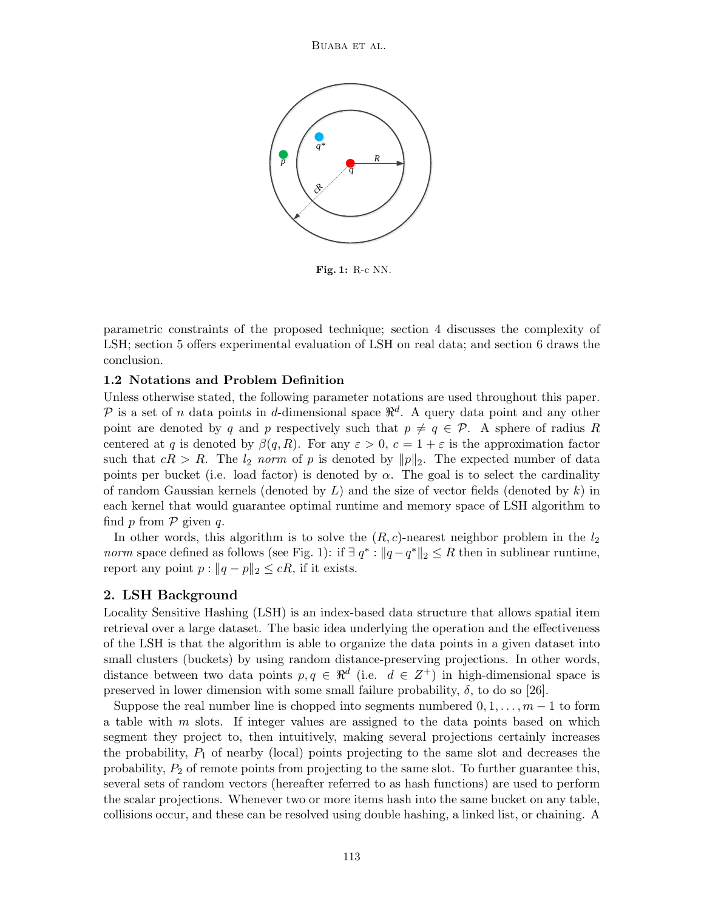Fig. 1: R-c NN.

parametric constraints of the proposed technique; section 4 discusses the complexity of LSH; section 5 offers experimental evaluation of LSH on real data; and section 6 draws the conclusion.

### 1.2 Notations and Problem Definition

Unless otherwise stated, the following parameter notations are used throughout this paper. $\mathcal{P}$ is a set of $n$ data points in $d$-dimensional space $\Re^d$. A query data point and any other point are denoted by $q$ and $p$ respectively such that $p \neq q \in \mathcal{P}$. A sphere of radius $R$ centered at $q$ is denoted by $\beta(q, R)$. For any $\varepsilon > 0$, $c = 1 + \varepsilon$ is the approximation factor such that $cR > R$. The $l_2$ *norm* of $p$ is denoted by $\|p\|_2$. The expected number of data points per bucket (i.e. load factor) is denoted by $\alpha$. The goal is to select the cardinality of random Gaussian kernels (denoted by $L$) and the size of vector fields (denoted by $k$) in each kernel that would guarantee optimal runtime and memory space of LSH algorithm to find $p$ from $\mathcal{P}$ given $q$.

In other words, this algorithm is to solve the $(R, c)$-nearest neighbor problem in the $l_2$ *norm* space defined as follows (see Fig. 1): if $\exists\, q^* : \|q - q^*\|_2 \leq R$ then in sublinear runtime, report any point $p : \|q - p\|_2 \leq cR$, if it exists.

## 2. LSH Background

Locality Sensitive Hashing (LSH) is an index-based data structure that allows spatial item retrieval over a large dataset. The basic idea underlying the operation and the effectiveness of the LSH is that the algorithm is able to organize the data points in a given dataset into small clusters (buckets) by using random distance-preserving projections. In other words, distance between two data points $p, q \in \Re^d$ (i.e. $d \in Z^+$) in high-dimensional space is preserved in lower dimension with some small failure probability, $\delta$, to do so [26].

Suppose the real number line is chopped into segments numbered $0, 1, \ldots, m-1$ to form a table with $m$ slots. If integer values are assigned to the data points based on which segment they project to, then intuitively, making several projections certainly increases the probability, $P_1$ of nearby (local) points projecting to the same slot and decreases the probability, $P_2$ of remote points from projecting to the same slot. To further guarantee this, several sets of random vectors (hereafter referred to as hash functions) are used to perform the scalar projections. Whenever two or more items hash into the same bucket on any table, collisions occur, and these can be resolved using double hashing, a linked list, or chaining. A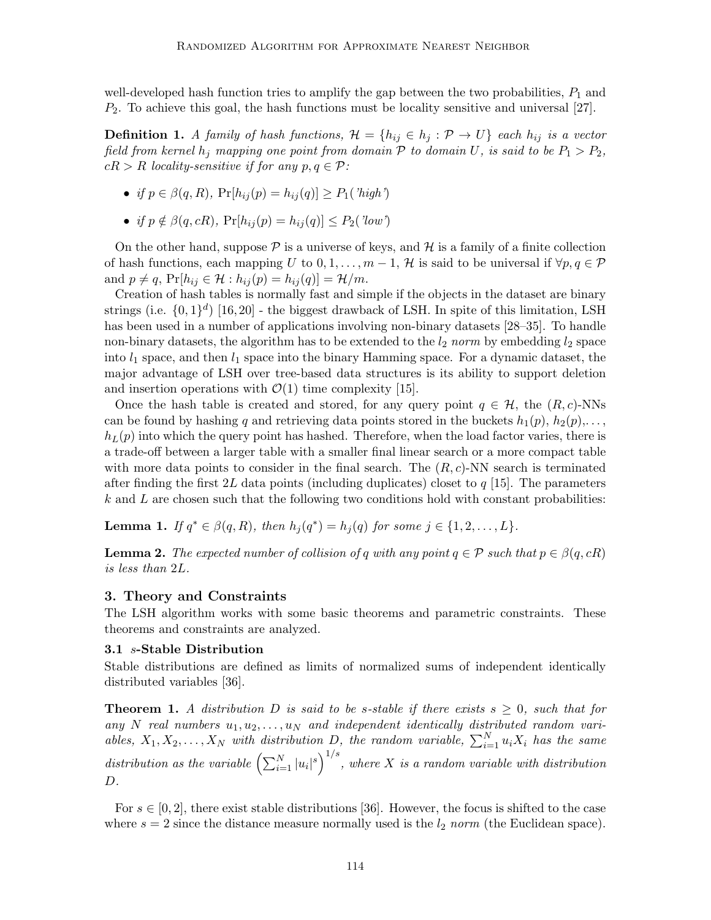well-developed hash function tries to amplify the gap between the two probabilities, $P_1$ and $P_2$. To achieve this goal, the hash functions must be locality sensitive and universal [27].

**Definition 1.** *A family of hash functions, $\mathcal{H} = \{h_{ij} \in h_j : \mathcal{P} \to U\}$ each $h_{ij}$ is a vector field from kernel $h_j$ mapping one point from domain $\mathcal{P}$ to domain $U$, is said to be $P_1 > P_2$, $cR > R$ locality-sensitive if for any $p, q \in \mathcal{P}$:*

- *if $p \in \beta(q, R)$, $\Pr[h_{ij}(p) = h_{ij}(q)] \geq P_1$('high')*
- *if $p \notin \beta(q, cR)$, $\Pr[h_{ij}(p) = h_{ij}(q)] \leq P_2$('low')*

On the other hand, suppose $\mathcal{P}$ is a universe of keys, and $\mathcal{H}$ is a family of a finite collection of hash functions, each mapping $U$ to $0, 1, \ldots, m-1$, $\mathcal{H}$ is said to be universal if $\forall p, q \in \mathcal{P}$ and $p \neq q$, $\Pr[h_{ij} \in \mathcal{H} : h_{ij}(p) = h_{ij}(q)] = \mathcal{H}/m$.

Creation of hash tables is normally fast and simple if the objects in the dataset are binary strings (i.e. $\{0, 1\}^d$) [16, 20] - the biggest drawback of LSH. In spite of this limitation, LSH has been used in a number of applications involving non-binary datasets [28–35]. To handle non-binary datasets, the algorithm has to be extended to the $l_2$ *norm* by embedding $l_2$ space into $l_1$ space, and then $l_1$ space into the binary Hamming space. For a dynamic dataset, the major advantage of LSH over tree-based data structures is its ability to support deletion and insertion operations with $\mathcal{O}(1)$ time complexity [15].

Once the hash table is created and stored, for any query point $q \in \mathcal{H}$, the $(R, c)$-NNs can be found by hashing $q$ and retrieving data points stored in the buckets $h_1(p)$, $h_2(p)$,..., $h_L(p)$ into which the query point has hashed. Therefore, when the load factor varies, there is a trade-off between a larger table with a smaller final linear search or a more compact table with more data points to consider in the final search. The $(R, c)$-NN search is terminated after finding the first $2L$ data points (including duplicates) closet to $q$ [15]. The parameters $k$ and $L$ are chosen such that the following two conditions hold with constant probabilities:

**Lemma 1.** *If $q^* \in \beta(q, R)$, then $h_j(q^*) = h_j(q)$ for some $j \in \{1, 2, \ldots, L\}$.*

**Lemma 2.** *The expected number of collision of $q$ with any point $q \in \mathcal{P}$ such that $p \in \beta(q, cR)$ is less than $2L$.*

## 3. Theory and Constraints

The LSH algorithm works with some basic theorems and parametric constraints. These theorems and constraints are analyzed.

### 3.1 $s$-Stable Distribution

Stable distributions are defined as limits of normalized sums of independent identically distributed variables [36].

**Theorem 1.** *A distribution $D$ is said to be s-stable if there exists $s \geq 0$, such that for any $N$ real numbers $u_1, u_2, \ldots, u_N$ and independent identically distributed random variables, $X_1, X_2, \ldots, X_N$ with distribution $D$, the random variable, $\sum_{i=1}^{N} u_i X_i$ has the same distribution as the variable $\left(\sum_{i=1}^{N} |u_i|^s\right)^{1/s}$, where $X$ is a random variable with distribution $D$.*

For $s \in [0, 2]$, there exist stable distributions [36]. However, the focus is shifted to the case where $s = 2$ since the distance measure normally used is the $l_2$ *norm* (the Euclidean space).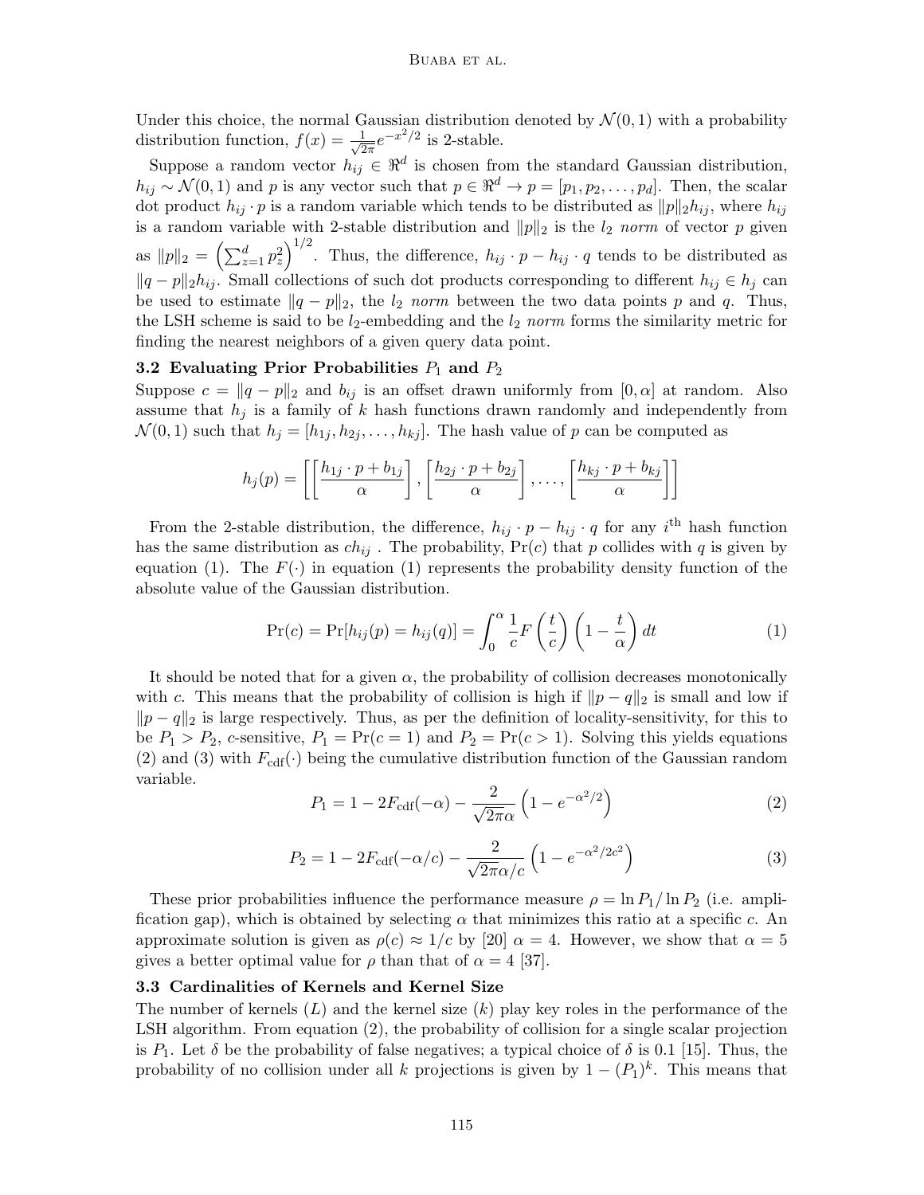Under this choice, the normal Gaussian distribution denoted by $\mathcal{N}(0, 1)$ with a probability distribution function, $f(x) = \frac{1}{\sqrt{2\pi}} e^{-x^2/2}$ is 2-stable.

Suppose a random vector $h_{ij} \in \Re^d$ is chosen from the standard Gaussian distribution, $h_{ij} \sim \mathcal{N}(0, 1)$ and $p$ is any vector such that $p \in \Re^d \rightarrow p = [p_1, p_2, \ldots, p_d]$. Then, the scalar dot product $h_{ij} \cdot p$ is a random variable which tends to be distributed as $\|p\|_2 h_{ij}$, where $h_{ij}$ is a random variable with 2-stable distribution and $\|p\|_2$ is the $l_2$ *norm* of vector $p$ given as $\|p\|_2 = \left(\sum_{z=1}^{d} p_z^2\right)^{1/2}$. Thus, the difference, $h_{ij} \cdot p - h_{ij} \cdot q$ tends to be distributed as $\|q - p\|_2 h_{ij}$. Small collections of such dot products corresponding to different $h_{ij} \in h_j$ can be used to estimate $\|q - p\|_2$, the $l_2$ *norm* between the two data points $p$ and $q$. Thus, the LSH scheme is said to be $l_2$-embedding and the $l_2$ *norm* forms the similarity metric for finding the nearest neighbors of a given query data point.

### 3.2 Evaluating Prior Probabilities $P_1$ and $P_2$

Suppose $c = \|q - p\|_2$ and $b_{ij}$ is an offset drawn uniformly from $[0, \alpha]$ at random. Also assume that $h_j$ is a family of $k$ hash functions drawn randomly and independently from $\mathcal{N}(0, 1)$ such that $h_j = [h_{1j}, h_{2j}, \ldots, h_{kj}]$. The hash value of $p$ can be computed as

$$h_j(p) = \left[ \left\lceil \frac{h_{1j} \cdot p + b_{1j}}{\alpha} \right\rceil, \left\lceil \frac{h_{2j} \cdot p + b_{2j}}{\alpha} \right\rceil, \ldots, \left\lceil \frac{h_{kj} \cdot p + b_{kj}}{\alpha} \right\rceil \right]$$

From the 2-stable distribution, the difference, $h_{ij} \cdot p - h_{ij} \cdot q$ for any $i^{\text{th}}$ hash function has the same distribution as $ch_{ij}$ . The probability, $\Pr(c)$ that $p$ collides with $q$ is given by equation (1). The $F(\cdot)$ in equation (1) represents the probability density function of the absolute value of the Gaussian distribution.

$$\Pr(c) = \Pr[h_{ij}(p) = h_{ij}(q)] = \int_0^{\alpha} \frac{1}{c} F\left(\frac{t}{c}\right)\left(1 - \frac{t}{\alpha}\right) dt \tag{1}$$

It should be noted that for a given $\alpha$, the probability of collision decreases monotonically with $c$. This means that the probability of collision is high if $\|p - q\|_2$ is small and low if $\|p - q\|_2$ is large respectively. Thus, as per the definition of locality-sensitivity, for this to be $P_1 > P_2$, $c$-sensitive, $P_1 = \Pr(c = 1)$ and $P_2 = \Pr(c > 1)$. Solving this yields equations (2) and (3) with $F_{\text{cdf}}(\cdot)$ being the cumulative distribution function of the Gaussian random variable.

$$P_1 = 1 - 2F_{\text{cdf}}(-\alpha) - \frac{2}{\sqrt{2\pi}\alpha}\left(1 - e^{-\alpha^2/2}\right) \tag{2}$$

$$P_2 = 1 - 2F_{\text{cdf}}(-\alpha/c) - \frac{2}{\sqrt{2\pi}\alpha/c}\left(1 - e^{-\alpha^2/2c^2}\right) \tag{3}$$

These prior probabilities influence the performance measure $\rho = \ln P_1 / \ln P_2$ (i.e. amplification gap), which is obtained by selecting $\alpha$ that minimizes this ratio at a specific $c$. An approximate solution is given as $\rho(c) \approx 1/c$ by [20] $\alpha = 4$. However, we show that $\alpha = 5$ gives a better optimal value for $\rho$ than that of $\alpha = 4$ [37].

### 3.3 Cardinalities of Kernels and Kernel Size

The number of kernels ($L$) and the kernel size ($k$) play key roles in the performance of the LSH algorithm. From equation (2), the probability of collision for a single scalar projection is $P_1$. Let $\delta$ be the probability of false negatives; a typical choice of $\delta$ is 0.1 [15]. Thus, the probability of no collision under all $k$ projections is given by $1 - (P_1)^k$. This means that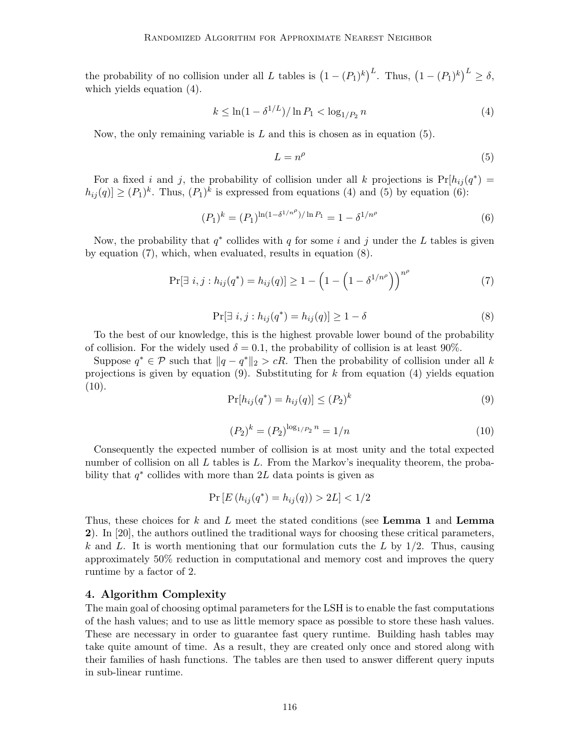the probability of no collision under all $L$ tables is $\left(1 - (P_1)^k\right)^L$. Thus, $\left(1 - (P_1)^k\right)^L \geq \delta$, which yields equation (4).

$$k \leq \ln(1 - \delta^{1/L}) / \ln P_1 < \log_{1/P_2} n \tag{4}$$

Now, the only remaining variable is $L$ and this is chosen as in equation (5).

$$L = n^{\rho} \tag{5}$$

For a fixed $i$ and $j$, the probability of collision under all $k$ projections is $\Pr[h_{ij}(q^*) = h_{ij}(q)] \geq (P_1)^k$. Thus, $(P_1)^k$ is expressed from equations (4) and (5) by equation (6):

$$(P_1)^k = (P_1)^{\ln(1-\delta^{1/n^{\rho}})/\ln P_1} = 1 - \delta^{1/n^{\rho}} \tag{6}$$

Now, the probability that $q^*$ collides with $q$ for some $i$ and $j$ under the $L$ tables is given by equation (7), which, when evaluated, results in equation (8).

$$\Pr[\exists\ i, j : h_{ij}(q^*) = h_{ij}(q)] \geq 1 - \left(1 - \left(1 - \delta^{1/n^{\rho}}\right)\right)^{n^{\rho}} \tag{7}$$

$$\Pr[\exists\ i, j : h_{ij}(q^*) = h_{ij}(q)] \geq 1 - \delta \tag{8}$$

To the best of our knowledge, this is the highest provable lower bound of the probability of collision. For the widely used $\delta = 0.1$, the probability of collision is at least 90%.

Suppose $q^* \in \mathcal{P}$ such that $\|q - q^*\|_2 > cR$. Then the probability of collision under all $k$ projections is given by equation (9). Substituting for $k$ from equation (4) yields equation (10).

$$\Pr[h_{ij}(q^*) = h_{ij}(q)] \leq (P_2)^k \tag{9}$$

$$(P_2)^k = (P_2)^{\log_{1/P_2} n} = 1/n \tag{10}$$

Consequently the expected number of collision is at most unity and the total expected number of collision on all $L$ tables is $L$. From the Markov's inequality theorem, the probability that $q^*$ collides with more than $2L$ data points is given as

$$\Pr\left[E\left(h_{ij}(q^*) = h_{ij}(q)\right) > 2L\right] < 1/2$$

Thus, these choices for $k$ and $L$ meet the stated conditions (see **Lemma 1** and **Lemma 2**). In [20], the authors outlined the traditional ways for choosing these critical parameters, $k$ and $L$. It is worth mentioning that our formulation cuts the $L$ by 1/2. Thus, causing approximately 50% reduction in computational and memory cost and improves the query runtime by a factor of 2.

## 4. Algorithm Complexity

The main goal of choosing optimal parameters for the LSH is to enable the fast computations of the hash values; and to use as little memory space as possible to store these hash values. These are necessary in order to guarantee fast query runtime. Building hash tables may take quite amount of time. As a result, they are created only once and stored along with their families of hash functions. The tables are then used to answer different query inputs in sub-linear runtime.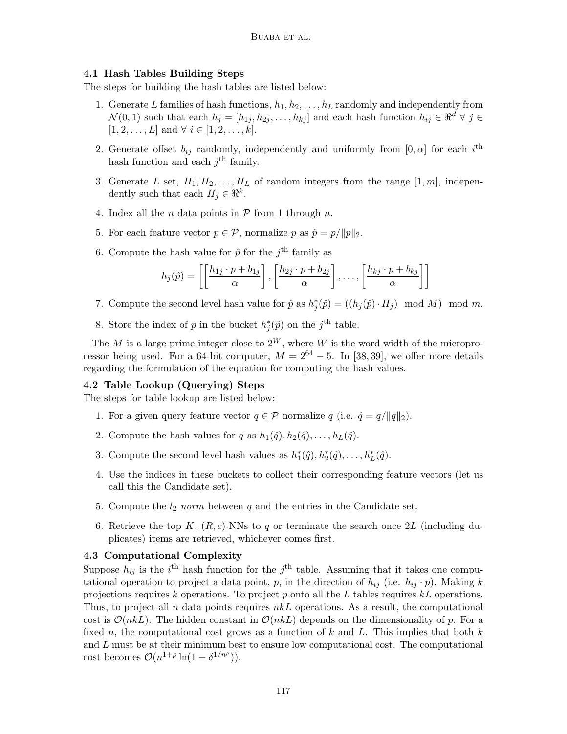### 4.1 Hash Tables Building Steps

The steps for building the hash tables are listed below:

1. Generate $L$ families of hash functions, $h_1, h_2, \ldots, h_L$ randomly and independently from $\mathcal{N}(0,1)$ such that each $h_j = [h_{1j}, h_{2j}, \ldots, h_{kj}]$ and each hash function $h_{ij} \in \Re^d \;\forall\; j \in [1, 2, \ldots, L]$ and $\forall\; i \in [1, 2, \ldots, k]$.
2. Generate offset $b_{ij}$ randomly, independently and uniformly from $[0, \alpha]$ for each $i^{\text{th}}$ hash function and each $j^{\text{th}}$ family.
3. Generate $L$ set, $H_1, H_2, \ldots, H_L$ of random integers from the range $[1, m]$, independently such that each $H_j \in \Re^k$.
4. Index all the $n$ data points in $\mathcal{P}$ from 1 through $n$.
5. For each feature vector $p \in \mathcal{P}$, normalize $p$ as $\hat{p} = p/\|p\|_2$.
6. Compute the hash value for $\hat{p}$ for the $j^{\text{th}}$ family as
$$h_j(\hat{p}) = \left[\left[\frac{h_{1j} \cdot p + b_{1j}}{\alpha}\right], \left[\frac{h_{2j} \cdot p + b_{2j}}{\alpha}\right], \ldots, \left[\frac{h_{kj} \cdot p + b_{kj}}{\alpha}\right]\right]$$
7. Compute the second level hash value for $\hat{p}$ as $h_j^*(\hat{p}) = ((h_j(\hat{p}) \cdot H_j) \mod M) \mod m$.
8. Store the index of $p$ in the bucket $h_j^*(\hat{p})$ on the $j^{\text{th}}$ table.

The $M$ is a large prime integer close to $2^W$, where $W$ is the word width of the microprocessor being used. For a 64-bit computer, $M = 2^{64} - 5$. In [38, 39], we offer more details regarding the formulation of the equation for computing the hash values.

### 4.2 Table Lookup (Querying) Steps

The steps for table lookup are listed below:

1. For a given query feature vector $q \in \mathcal{P}$ normalize $q$ (i.e. $\hat{q} = q/\|q\|_2$).
2. Compute the hash values for $q$ as $h_1(\hat{q}), h_2(\hat{q}), \ldots, h_L(\hat{q})$.
3. Compute the second level hash values as $h_1^*(\hat{q}), h_2^*(\hat{q}), \ldots, h_L^*(\hat{q})$.
4. Use the indices in these buckets to collect their corresponding feature vectors (let us call this the Candidate set).
5. Compute the $l_2$ *norm* between $q$ and the entries in the Candidate set.
6. Retrieve the top $K$, $(R, c)$-NNs to $q$ or terminate the search once $2L$ (including duplicates) items are retrieved, whichever comes first.

### 4.3 Computational Complexity

Suppose $h_{ij}$ is the $i^{\text{th}}$ hash function for the $j^{\text{th}}$ table. Assuming that it takes one computational operation to project a data point, $p$, in the direction of $h_{ij}$ (i.e. $h_{ij} \cdot p$). Making $k$ projections requires $k$ operations. To project $p$ onto all the $L$ tables requires $kL$ operations. Thus, to project all $n$ data points requires $nkL$ operations. As a result, the computational cost is $\mathcal{O}(nkL)$. The hidden constant in $\mathcal{O}(nkL)$ depends on the dimensionality of $p$. For a fixed $n$, the computational cost grows as a function of $k$ and $L$. This implies that both $k$ and $L$ must be at their minimum best to ensure low computational cost. The computational cost becomes $\mathcal{O}(n^{1+\rho} \ln(1 - \delta^{1/n^\rho}))$.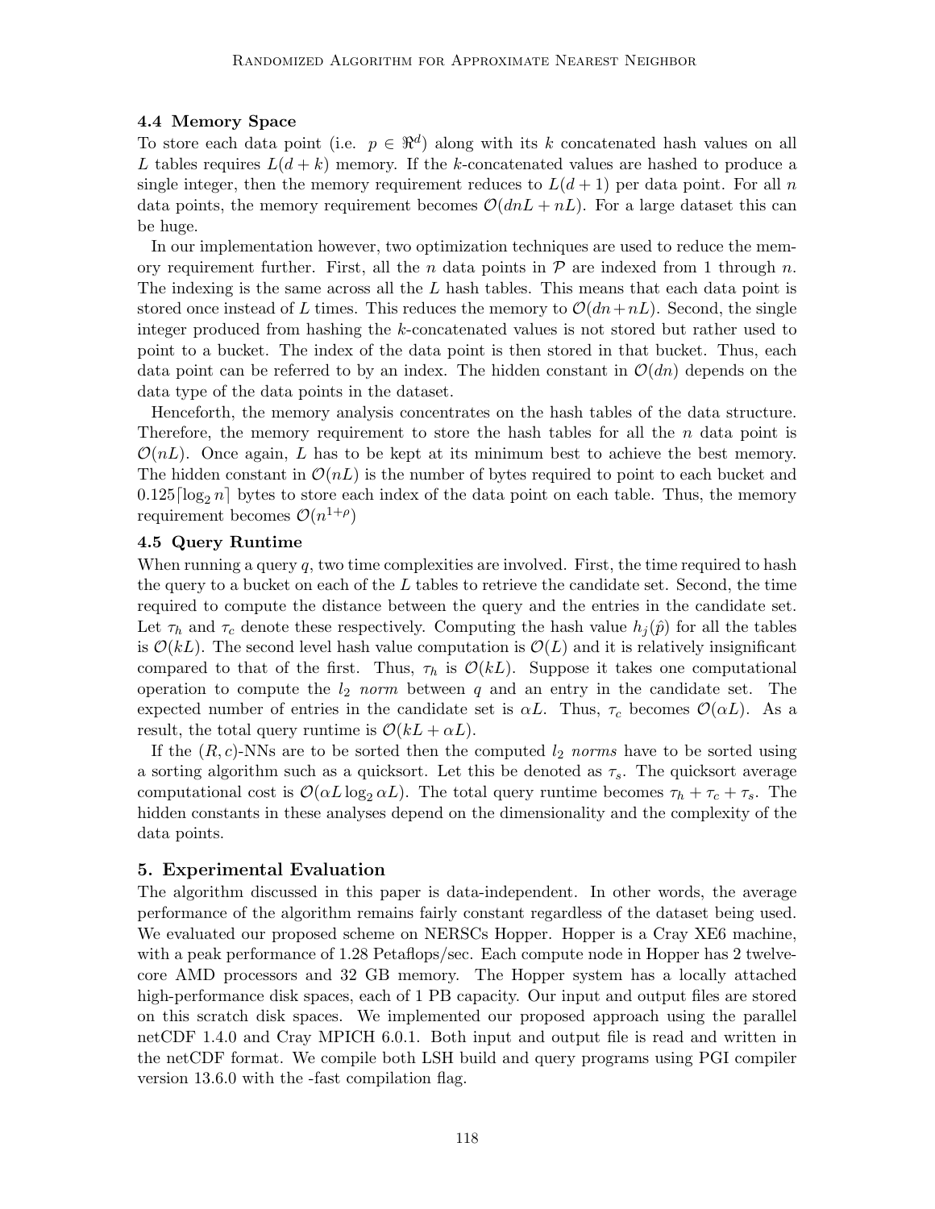### 4.4 Memory Space

To store each data point (i.e. $p \in \Re^d$) along with its $k$ concatenated hash values on all $L$ tables requires $L(d+k)$ memory. If the $k$-concatenated values are hashed to produce a single integer, then the memory requirement reduces to $L(d+1)$ per data point. For all $n$ data points, the memory requirement becomes $\mathcal{O}(dnL + nL)$. For a large dataset this can be huge.

In our implementation however, two optimization techniques are used to reduce the memory requirement further. First, all the $n$ data points in $\mathcal{P}$ are indexed from 1 through $n$. The indexing is the same across all the $L$ hash tables. This means that each data point is stored once instead of $L$ times. This reduces the memory to $\mathcal{O}(dn + nL)$. Second, the single integer produced from hashing the $k$-concatenated values is not stored but rather used to point to a bucket. The index of the data point is then stored in that bucket. Thus, each data point can be referred to by an index. The hidden constant in $\mathcal{O}(dn)$ depends on the data type of the data points in the dataset.

Henceforth, the memory analysis concentrates on the hash tables of the data structure. Therefore, the memory requirement to store the hash tables for all the $n$ data point is $\mathcal{O}(nL)$. Once again, $L$ has to be kept at its minimum best to achieve the best memory. The hidden constant in $\mathcal{O}(nL)$ is the number of bytes required to point to each bucket and $0.125\lceil \log_2 n \rceil$ bytes to store each index of the data point on each table. Thus, the memory requirement becomes $\mathcal{O}(n^{1+\rho})$

### 4.5 Query Runtime

When running a query $q$, two time complexities are involved. First, the time required to hash the query to a bucket on each of the $L$ tables to retrieve the candidate set. Second, the time required to compute the distance between the query and the entries in the candidate set. Let $\tau_h$ and $\tau_c$ denote these respectively. Computing the hash value $h_j(\hat{p})$ for all the tables is $\mathcal{O}(kL)$. The second level hash value computation is $\mathcal{O}(L)$ and it is relatively insignificant compared to that of the first. Thus, $\tau_h$ is $\mathcal{O}(kL)$. Suppose it takes one computational operation to compute the $l_2$ *norm* between $q$ and an entry in the candidate set. The expected number of entries in the candidate set is $\alpha L$. Thus, $\tau_c$ becomes $\mathcal{O}(\alpha L)$. As a result, the total query runtime is $\mathcal{O}(kL + \alpha L)$.

If the $(R, c)$-NNs are to be sorted then the computed $l_2$ *norms* have to be sorted using a sorting algorithm such as a quicksort. Let this be denoted as $\tau_s$. The quicksort average computational cost is $\mathcal{O}(\alpha L \log_2 \alpha L)$. The total query runtime becomes $\tau_h + \tau_c + \tau_s$. The hidden constants in these analyses depend on the dimensionality and the complexity of the data points.

## 5. Experimental Evaluation

The algorithm discussed in this paper is data-independent. In other words, the average performance of the algorithm remains fairly constant regardless of the dataset being used. We evaluated our proposed scheme on NERSCs Hopper. Hopper is a Cray XE6 machine, with a peak performance of 1.28 Petaflops/sec. Each compute node in Hopper has 2 twelve-core AMD processors and 32 GB memory. The Hopper system has a locally attached high-performance disk spaces, each of 1 PB capacity. Our input and output files are stored on this scratch disk spaces. We implemented our proposed approach using the parallel netCDF 1.4.0 and Cray MPICH 6.0.1. Both input and output file is read and written in the netCDF format. We compile both LSH build and query programs using PGI compiler version 13.6.0 with the -fast compilation flag.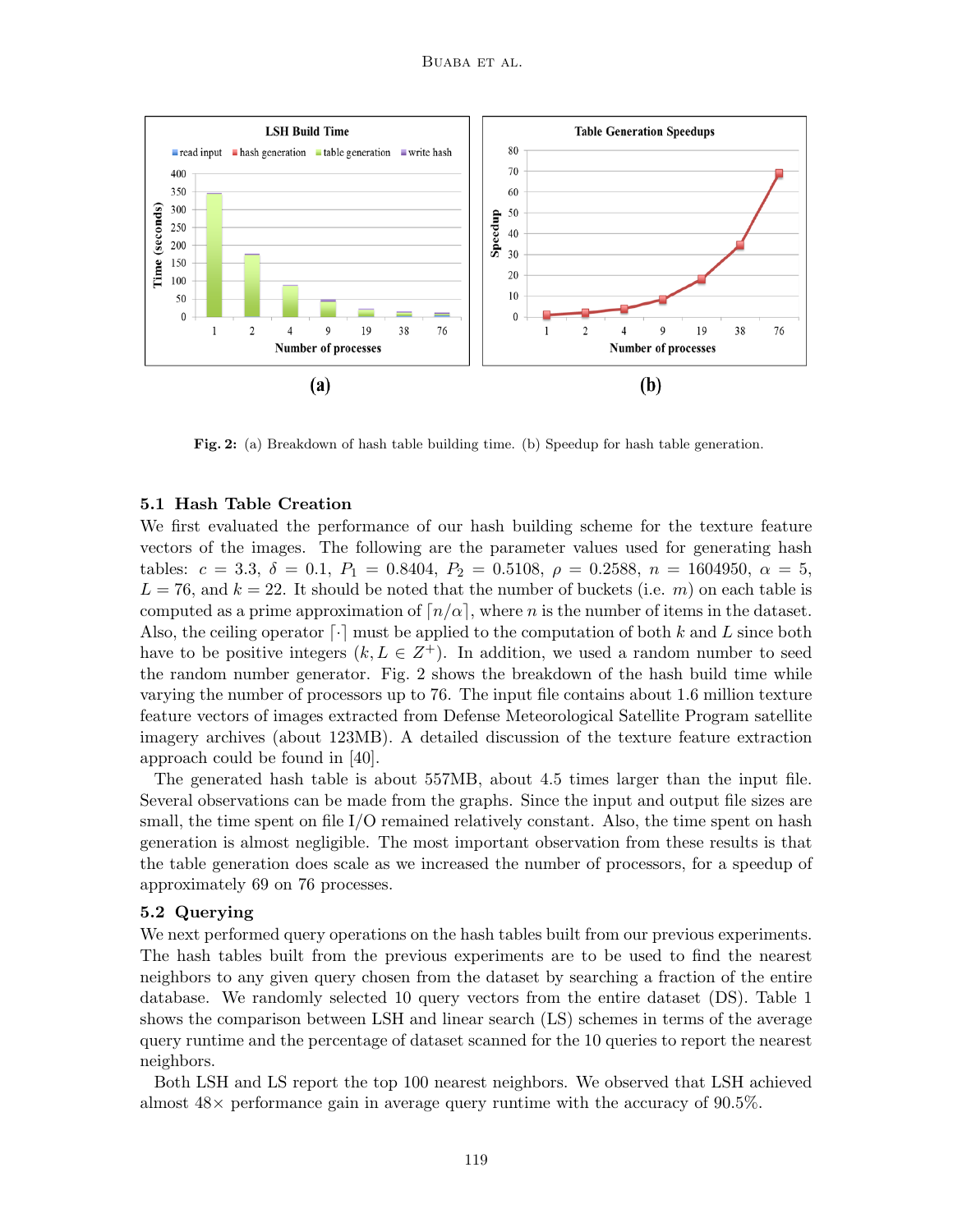**Fig. 2:** (a) Breakdown of hash table building time. (b) Speedup for hash table generation.

### 5.1 Hash Table Creation

We first evaluated the performance of our hash building scheme for the texture feature vectors of the images. The following are the parameter values used for generating hash tables: $c = 3.3$, $\delta = 0.1$, $P_1 = 0.8404$, $P_2 = 0.5108$, $\rho = 0.2588$, $n = 1604950$, $\alpha = 5$, $L = 76$, and $k = 22$. It should be noted that the number of buckets (i.e. $m$) on each table is computed as a prime approximation of $\lceil n/\alpha \rceil$, where $n$ is the number of items in the dataset. Also, the ceiling operator $\lceil \cdot \rceil$ must be applied to the computation of both $k$ and $L$ since both have to be positive integers ($k, L \in Z^+$). In addition, we used a random number to seed the random number generator. Fig. 2 shows the breakdown of the hash build time while varying the number of processors up to 76. The input file contains about 1.6 million texture feature vectors of images extracted from Defense Meteorological Satellite Program satellite imagery archives (about 123MB). A detailed discussion of the texture feature extraction approach could be found in [40].

The generated hash table is about 557MB, about 4.5 times larger than the input file. Several observations can be made from the graphs. Since the input and output file sizes are small, the time spent on file I/O remained relatively constant. Also, the time spent on hash generation is almost negligible. The most important observation from these results is that the table generation does scale as we increased the number of processors, for a speedup of approximately 69 on 76 processes.

### 5.2 Querying

We next performed query operations on the hash tables built from our previous experiments. The hash tables built from the previous experiments are to be used to find the nearest neighbors to any given query chosen from the dataset by searching a fraction of the entire database. We randomly selected 10 query vectors from the entire dataset (DS). Table 1 shows the comparison between LSH and linear search (LS) schemes in terms of the average query runtime and the percentage of dataset scanned for the 10 queries to report the nearest neighbors.

Both LSH and LS report the top 100 nearest neighbors. We observed that LSH achieved almost 48× performance gain in average query runtime with the accuracy of 90.5%.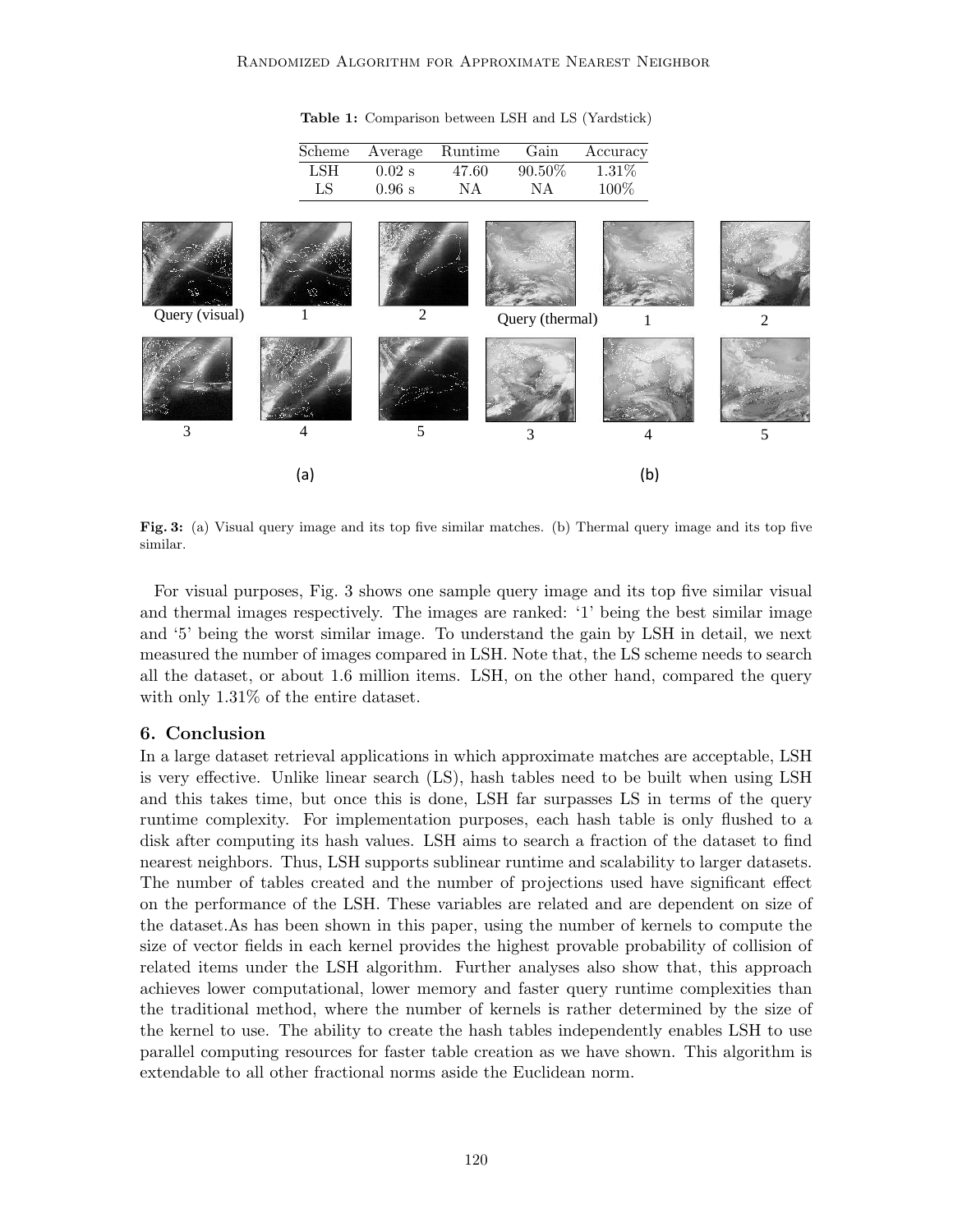**Table 1:** Comparison between LSH and LS (Yardstick)

| Scheme | Average | Runtime | Gain | Accuracy |
|---|---|---|---|---|
| LSH | 0.02 s | 47.60 | 90.50% | 1.31% |
| LS | 0.96 s | NA | NA | 100% |

**Fig. 3:** (a) Visual query image and its top five similar matches. (b) Thermal query image and its top five similar.

For visual purposes, Fig. 3 shows one sample query image and its top five similar visual and thermal images respectively. The images are ranked: '1' being the best similar image and '5' being the worst similar image. To understand the gain by LSH in detail, we next measured the number of images compared in LSH. Note that, the LS scheme needs to search all the dataset, or about 1.6 million items. LSH, on the other hand, compared the query with only 1.31% of the entire dataset.

## 6. Conclusion

In a large dataset retrieval applications in which approximate matches are acceptable, LSH is very effective. Unlike linear search (LS), hash tables need to be built when using LSH and this takes time, but once this is done, LSH far surpasses LS in terms of the query runtime complexity. For implementation purposes, each hash table is only flushed to a disk after computing its hash values. LSH aims to search a fraction of the dataset to find nearest neighbors. Thus, LSH supports sublinear runtime and scalability to larger datasets. The number of tables created and the number of projections used have significant effect on the performance of the LSH. These variables are related and are dependent on size of the dataset.As has been shown in this paper, using the number of kernels to compute the size of vector fields in each kernel provides the highest provable probability of collision of related items under the LSH algorithm. Further analyses also show that, this approach achieves lower computational, lower memory and faster query runtime complexities than the traditional method, where the number of kernels is rather determined by the size of the kernel to use. The ability to create the hash tables independently enables LSH to use parallel computing resources for faster table creation as we have shown. This algorithm is extendable to all other fractional norms aside the Euclidean norm.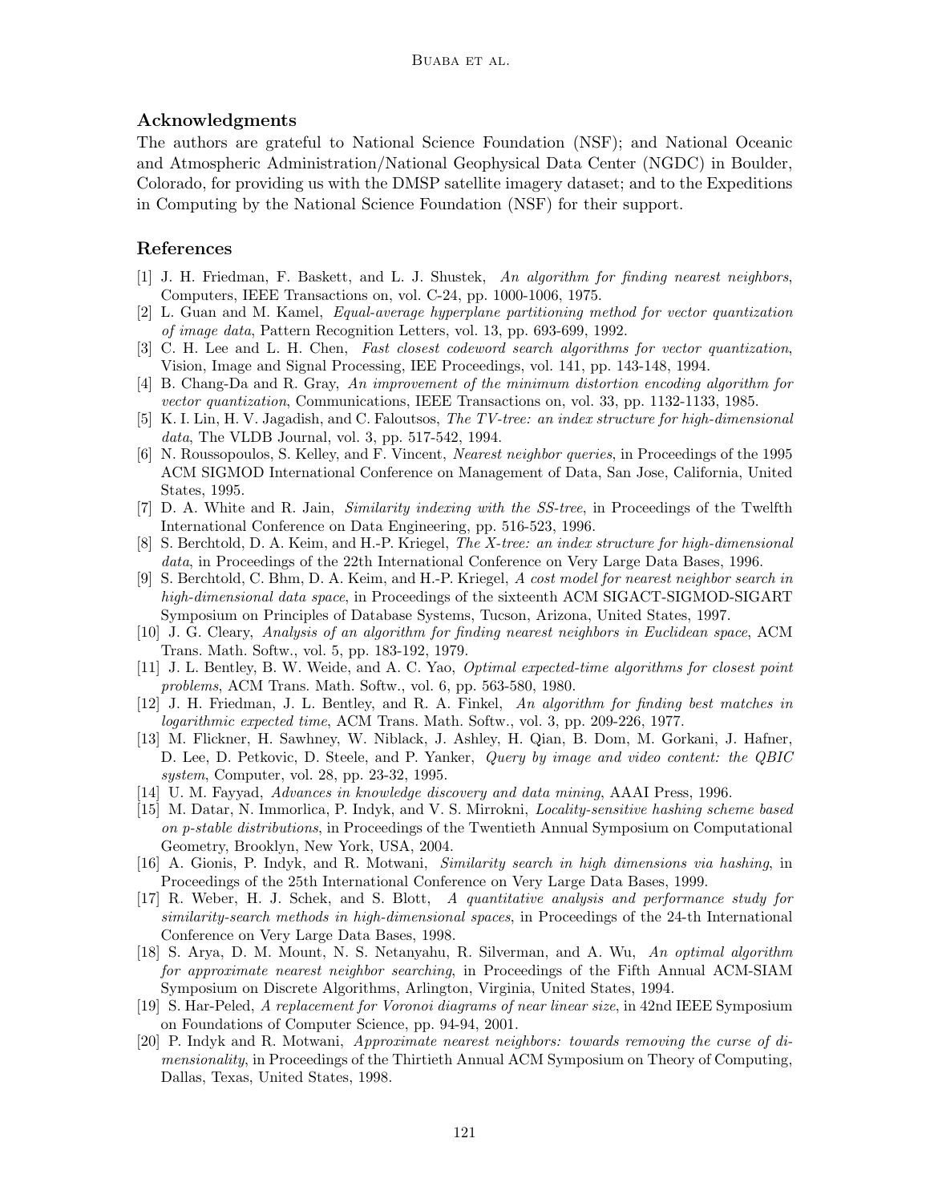## Acknowledgments

The authors are grateful to National Science Foundation (NSF); and National Oceanic and Atmospheric Administration/National Geophysical Data Center (NGDC) in Boulder, Colorado, for providing us with the DMSP satellite imagery dataset; and to the Expeditions in Computing by the National Science Foundation (NSF) for their support.

## References

[1] J. H. Friedman, F. Baskett, and L. J. Shustek, *An algorithm for finding nearest neighbors*, Computers, IEEE Transactions on, vol. C-24, pp. 1000-1006, 1975.

[2] L. Guan and M. Kamel, *Equal-average hyperplane partitioning method for vector quantization of image data*, Pattern Recognition Letters, vol. 13, pp. 693-699, 1992.

[3] C. H. Lee and L. H. Chen, *Fast closest codeword search algorithms for vector quantization*, Vision, Image and Signal Processing, IEE Proceedings, vol. 141, pp. 143-148, 1994.

[4] B. Chang-Da and R. Gray, *An improvement of the minimum distortion encoding algorithm for vector quantization*, Communications, IEEE Transactions on, vol. 33, pp. 1132-1133, 1985.

[5] K. I. Lin, H. V. Jagadish, and C. Faloutsos, *The TV-tree: an index structure for high-dimensional data*, The VLDB Journal, vol. 3, pp. 517-542, 1994.

[6] N. Roussopoulos, S. Kelley, and F. Vincent, *Nearest neighbor queries*, in Proceedings of the 1995 ACM SIGMOD International Conference on Management of Data, San Jose, California, United States, 1995.

[7] D. A. White and R. Jain, *Similarity indexing with the SS-tree*, in Proceedings of the Twelfth International Conference on Data Engineering, pp. 516-523, 1996.

[8] S. Berchtold, D. A. Keim, and H.-P. Kriegel, *The X-tree: an index structure for high-dimensional data*, in Proceedings of the 22th International Conference on Very Large Data Bases, 1996.

[9] S. Berchtold, C. Bhm, D. A. Keim, and H.-P. Kriegel, *A cost model for nearest neighbor search in high-dimensional data space*, in Proceedings of the sixteenth ACM SIGACT-SIGMOD-SIGART Symposium on Principles of Database Systems, Tucson, Arizona, United States, 1997.

[10] J. G. Cleary, *Analysis of an algorithm for finding nearest neighbors in Euclidean space*, ACM Trans. Math. Softw., vol. 5, pp. 183-192, 1979.

[11] J. L. Bentley, B. W. Weide, and A. C. Yao, *Optimal expected-time algorithms for closest point problems*, ACM Trans. Math. Softw., vol. 6, pp. 563-580, 1980.

[12] J. H. Friedman, J. L. Bentley, and R. A. Finkel, *An algorithm for finding best matches in logarithmic expected time*, ACM Trans. Math. Softw., vol. 3, pp. 209-226, 1977.

[13] M. Flickner, H. Sawhney, W. Niblack, J. Ashley, H. Qian, B. Dom, M. Gorkani, J. Hafner, D. Lee, D. Petkovic, D. Steele, and P. Yanker, *Query by image and video content: the QBIC system*, Computer, vol. 28, pp. 23-32, 1995.

[14] U. M. Fayyad, *Advances in knowledge discovery and data mining*, AAAI Press, 1996.

[15] M. Datar, N. Immorlica, P. Indyk, and V. S. Mirrokni, *Locality-sensitive hashing scheme based on p-stable distributions*, in Proceedings of the Twentieth Annual Symposium on Computational Geometry, Brooklyn, New York, USA, 2004.

[16] A. Gionis, P. Indyk, and R. Motwani, *Similarity search in high dimensions via hashing*, in Proceedings of the 25th International Conference on Very Large Data Bases, 1999.

[17] R. Weber, H. J. Schek, and S. Blott, *A quantitative analysis and performance study for similarity-search methods in high-dimensional spaces*, in Proceedings of the 24-th International Conference on Very Large Data Bases, 1998.

[18] S. Arya, D. M. Mount, N. S. Netanyahu, R. Silverman, and A. Wu, *An optimal algorithm for approximate nearest neighbor searching*, in Proceedings of the Fifth Annual ACM-SIAM Symposium on Discrete Algorithms, Arlington, Virginia, United States, 1994.

[19] S. Har-Peled, *A replacement for Voronoi diagrams of near linear size*, in 42nd IEEE Symposium on Foundations of Computer Science, pp. 94-94, 2001.

[20] P. Indyk and R. Motwani, *Approximate nearest neighbors: towards removing the curse of dimensionality*, in Proceedings of the Thirtieth Annual ACM Symposium on Theory of Computing, Dallas, Texas, United States, 1998.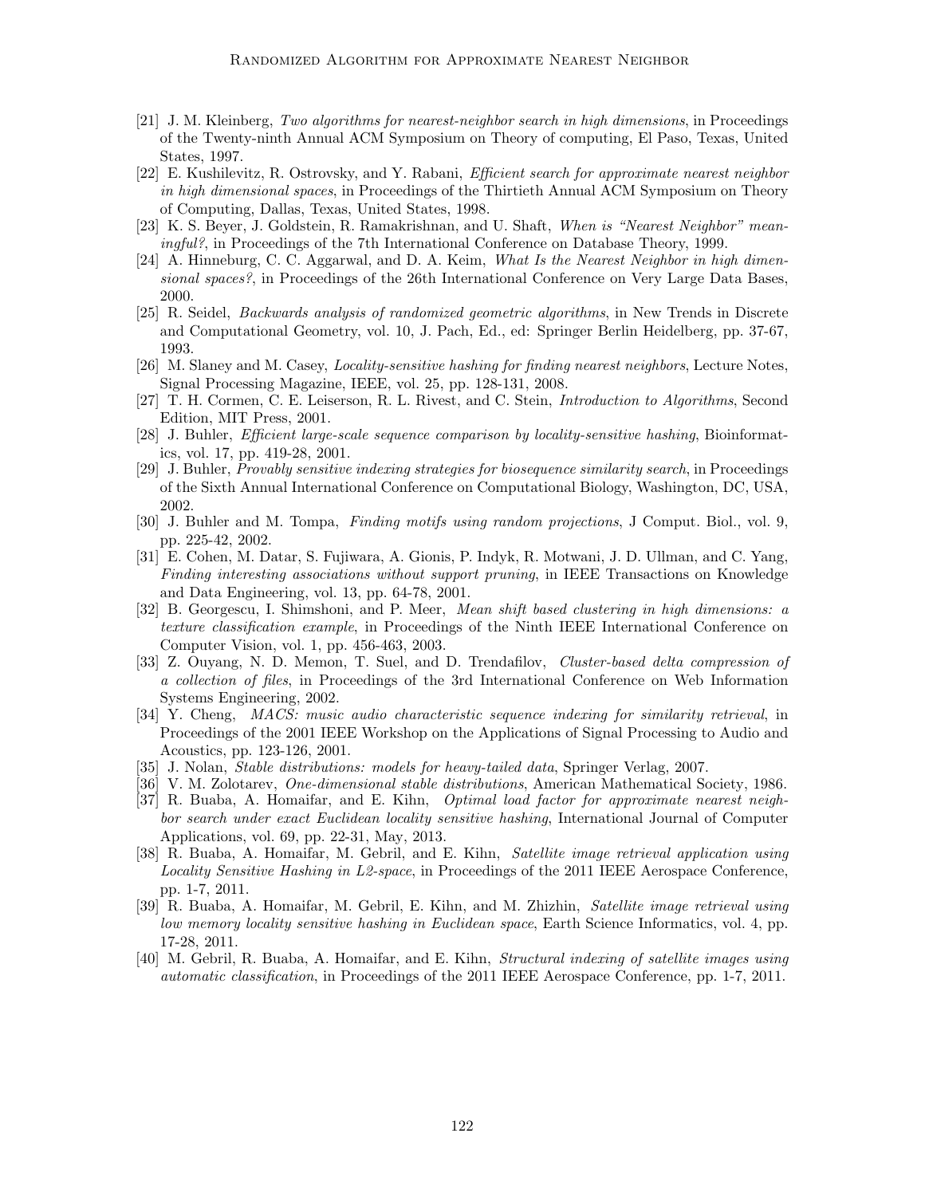[21] J. M. Kleinberg, *Two algorithms for nearest-neighbor search in high dimensions*, in Proceedings of the Twenty-ninth Annual ACM Symposium on Theory of computing, El Paso, Texas, United States, 1997.

[22] E. Kushilevitz, R. Ostrovsky, and Y. Rabani, *Efficient search for approximate nearest neighbor in high dimensional spaces*, in Proceedings of the Thirtieth Annual ACM Symposium on Theory of Computing, Dallas, Texas, United States, 1998.

[23] K. S. Beyer, J. Goldstein, R. Ramakrishnan, and U. Shaft, *When is "Nearest Neighbor" meaningful?*, in Proceedings of the 7th International Conference on Database Theory, 1999.

[24] A. Hinneburg, C. C. Aggarwal, and D. A. Keim, *What Is the Nearest Neighbor in high dimensional spaces?*, in Proceedings of the 26th International Conference on Very Large Data Bases, 2000.

[25] R. Seidel, *Backwards analysis of randomized geometric algorithms*, in New Trends in Discrete and Computational Geometry, vol. 10, J. Pach, Ed., ed: Springer Berlin Heidelberg, pp. 37-67, 1993.

[26] M. Slaney and M. Casey, *Locality-sensitive hashing for finding nearest neighbors*, Lecture Notes, Signal Processing Magazine, IEEE, vol. 25, pp. 128-131, 2008.

[27] T. H. Cormen, C. E. Leiserson, R. L. Rivest, and C. Stein, *Introduction to Algorithms*, Second Edition, MIT Press, 2001.

[28] J. Buhler, *Efficient large-scale sequence comparison by locality-sensitive hashing*, Bioinformatics, vol. 17, pp. 419-28, 2001.

[29] J. Buhler, *Provably sensitive indexing strategies for biosequence similarity search*, in Proceedings of the Sixth Annual International Conference on Computational Biology, Washington, DC, USA, 2002.

[30] J. Buhler and M. Tompa, *Finding motifs using random projections*, J Comput. Biol., vol. 9, pp. 225-42, 2002.

[31] E. Cohen, M. Datar, S. Fujiwara, A. Gionis, P. Indyk, R. Motwani, J. D. Ullman, and C. Yang, *Finding interesting associations without support pruning*, in IEEE Transactions on Knowledge and Data Engineering, vol. 13, pp. 64-78, 2001.

[32] B. Georgescu, I. Shimshoni, and P. Meer, *Mean shift based clustering in high dimensions: a texture classification example*, in Proceedings of the Ninth IEEE International Conference on Computer Vision, vol. 1, pp. 456-463, 2003.

[33] Z. Ouyang, N. D. Memon, T. Suel, and D. Trendafilov, *Cluster-based delta compression of a collection of files*, in Proceedings of the 3rd International Conference on Web Information Systems Engineering, 2002.

[34] Y. Cheng, *MACS: music audio characteristic sequence indexing for similarity retrieval*, in Proceedings of the 2001 IEEE Workshop on the Applications of Signal Processing to Audio and Acoustics, pp. 123-126, 2001.

[35] J. Nolan, *Stable distributions: models for heavy-tailed data*, Springer Verlag, 2007.

[36] V. M. Zolotarev, *One-dimensional stable distributions*, American Mathematical Society, 1986.

[37] R. Buaba, A. Homaifar, and E. Kihn, *Optimal load factor for approximate nearest neighbor search under exact Euclidean locality sensitive hashing*, International Journal of Computer Applications, vol. 69, pp. 22-31, May, 2013.

[38] R. Buaba, A. Homaifar, M. Gebril, and E. Kihn, *Satellite image retrieval application using Locality Sensitive Hashing in L2-space*, in Proceedings of the 2011 IEEE Aerospace Conference, pp. 1-7, 2011.

[39] R. Buaba, A. Homaifar, M. Gebril, E. Kihn, and M. Zhizhin, *Satellite image retrieval using low memory locality sensitive hashing in Euclidean space*, Earth Science Informatics, vol. 4, pp. 17-28, 2011.

[40] M. Gebril, R. Buaba, A. Homaifar, and E. Kihn, *Structural indexing of satellite images using automatic classification*, in Proceedings of the 2011 IEEE Aerospace Conference, pp. 1-7, 2011.